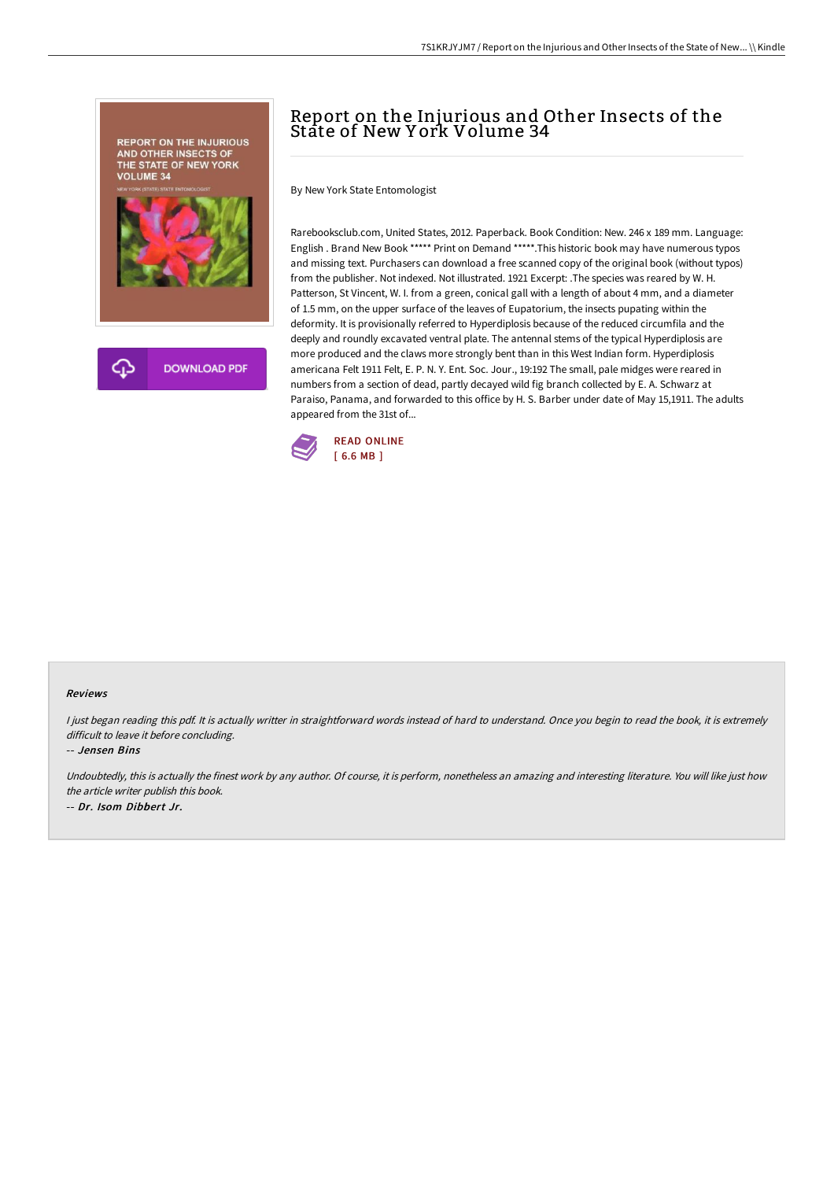# Report on the Injurious and Other Insects of the State of New York Volume 34

By New York State Entomologist

Rarebooksclub.com, United States, 2012. Paperback. Book Condition: New. 246 x 189 mm. Language: English . Brand New Book ***** Print on Demand *****.This historic book may have numerous typos and missing text. Purchasers can download a free scanned copy of the original book (without typos) from the publisher. Not indexed. Not illustrated. 1921 Excerpt: .The species was reared by W. H. Patterson, St Vincent, W. I. from a green, conical gall with a length of about 4 mm, and a diameter of 1.5 mm, on the upper surface of the leaves of Eupatorium, the insects pupating within the deformity. It is provisionally referred to Hyperdiplosis because of the reduced circumfila and the deeply and roundly excavated ventral plate. The antennal stems of the typical Hyperdiplosis are more produced and the claws more strongly bent than in this West Indian form. Hyperdiplosis americana Felt 1911 Felt, E. P. N. Y. Ent. Soc. Jour., 19:192 The small, pale midges were reared in numbers from a section of dead, partly decayed wild fig branch collected by E. A. Schwarz at Paraiso, Panama, and forwarded to this office by H. S. Barber under date of May 15,1911. The adults appeared from the 31st of...

READ ONLINE
[ 6.6 MB ]

#### Reviews

*I just began reading this pdf. It is actually writter in straightforward words instead of hard to understand. Once you begin to read the book, it is extremely difficult to leave it before concluding.*

-- *Jensen Bins*

*Undoubtedly, this is actually the finest work by any author. Of course, it is perform, nonetheless an amazing and interesting literature. You will like just how the article writer publish this book.*

-- *Dr. Isom Dibbert Jr.*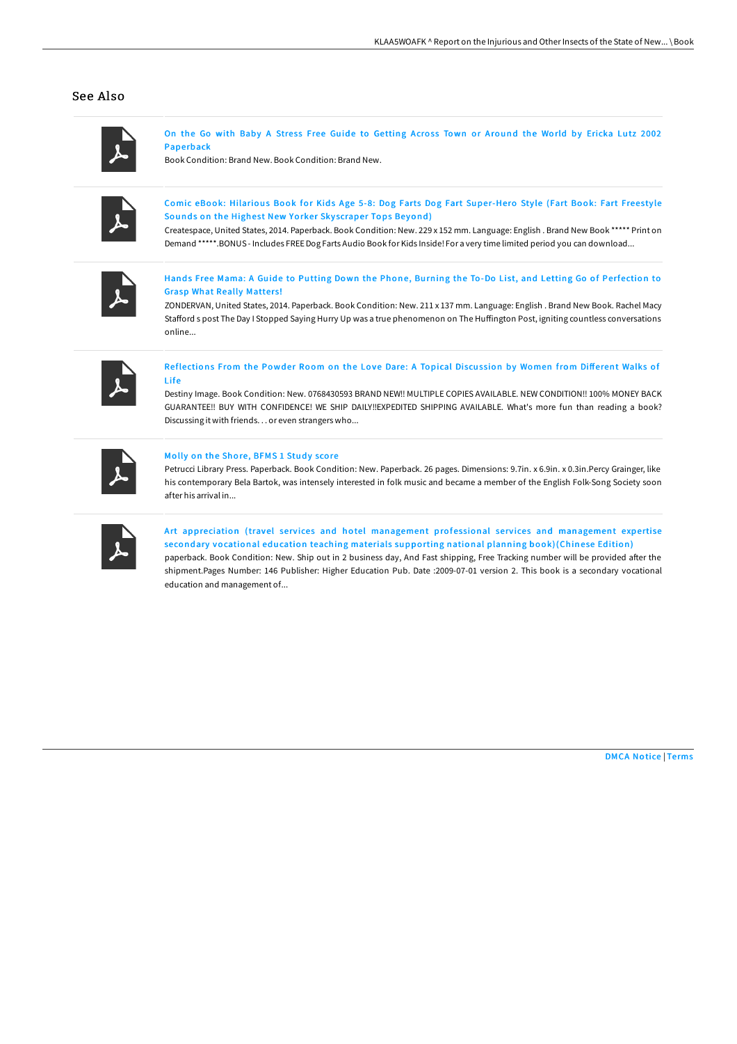## See Also

**On the Go with Baby A Stress Free Guide to Getting Across Town or Around the World by Ericka Lutz 2002 Paperback**

Book Condition: Brand New. Book Condition: Brand New.

**Comic eBook: Hilarious Book for Kids Age 5-8: Dog Farts Dog Fart Super-Hero Style (Fart Book: Fart Freestyle Sounds on the Highest New Yorker Skyscraper Tops Beyond)**

Createspace, United States, 2014. Paperback. Book Condition: New. 229 x 152 mm. Language: English . Brand New Book ***** Print on Demand *****.BONUS - Includes FREE Dog Farts Audio Book for Kids Inside! For a very time limited period you can download...

**Hands Free Mama: A Guide to Putting Down the Phone, Burning the To-Do List, and Letting Go of Perfection to Grasp What Really Matters!**

ZONDERVAN, United States, 2014. Paperback. Book Condition: New. 211 x 137 mm. Language: English . Brand New Book. Rachel Macy Stafford s post The Day I Stopped Saying Hurry Up was a true phenomenon on The Huffington Post, igniting countless conversations online...

**Reflections From the Powder Room on the Love Dare: A Topical Discussion by Women from Different Walks of Life**

Destiny Image. Book Condition: New. 0768430593 BRAND NEW!! MULTIPLE COPIES AVAILABLE. NEW CONDITION!! 100% MONEY BACK GUARANTEE!! BUY WITH CONFIDENCE! WE SHIP DAILY!!EXPEDITED SHIPPING AVAILABLE. What's more fun than reading a book? Discussing it with friends. . . or even strangers who...

**Molly on the Shore, BFMS 1 Study score**

Petrucci Library Press. Paperback. Book Condition: New. Paperback. 26 pages. Dimensions: 9.7in. x 6.9in. x 0.3in.Percy Grainger, like his contemporary Bela Bartok, was intensely interested in folk music and became a member of the English Folk-Song Society soon after his arrival in...

**Art appreciation (travel services and hotel management professional services and management expertise secondary vocational education teaching materials supporting national planning book)(Chinese Edition)**

paperback. Book Condition: New. Ship out in 2 business day, And Fast shipping, Free Tracking number will be provided after the shipment.Pages Number: 146 Publisher: Higher Education Pub. Date :2009-07-01 version 2. This book is a secondary vocational education and management of...